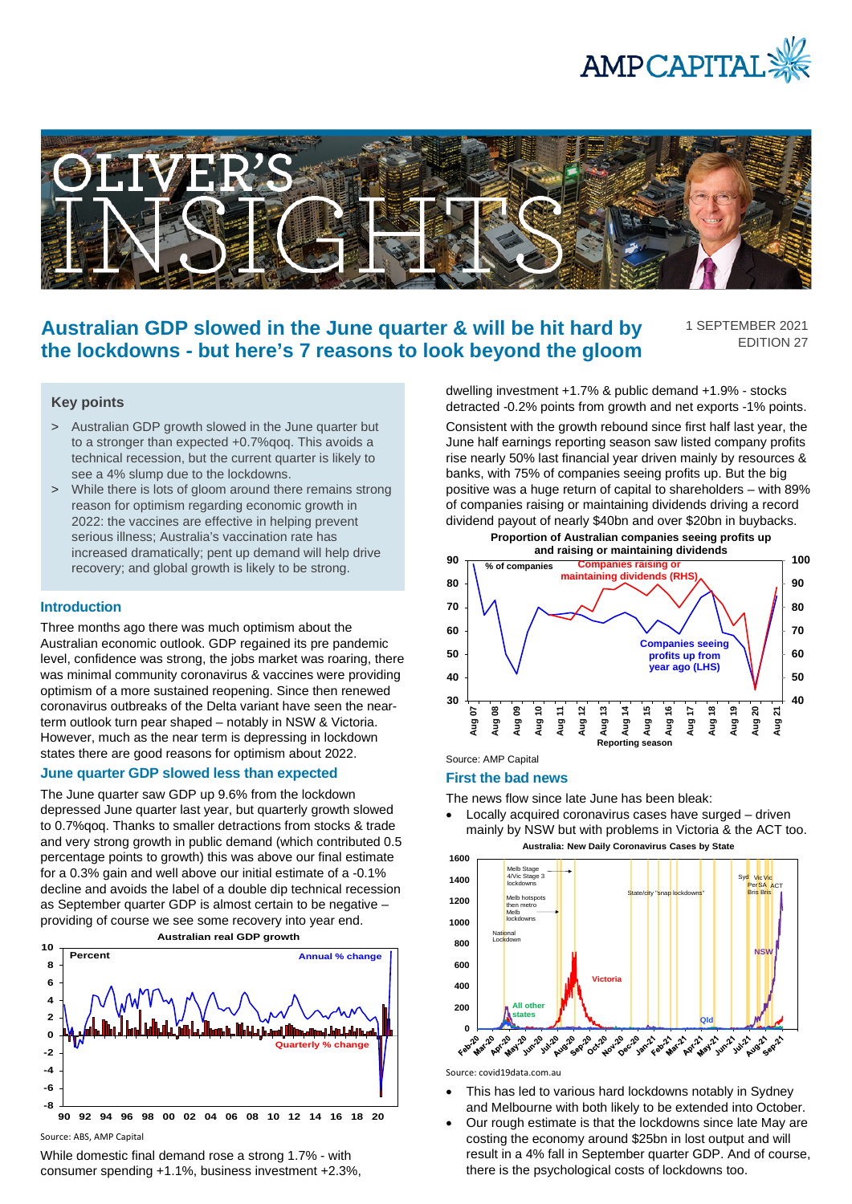# Australian GDP slowed in the June quarter & will be hit hard by the lockdowns - but here's 7 reasons to look beyond the gloom

1 SEPTEMBER 2021
EDITION 27

### Key points

> Australian GDP growth slowed in the June quarter but to a stronger than expected +0.7%qoq. This avoids a technical recession, but the current quarter is likely to see a 4% slump due to the lockdowns.

> While there is lots of gloom around there remains strong reason for optimism regarding economic growth in 2022: the vaccines are effective in helping prevent serious illness; Australia's vaccination rate has increased dramatically; pent up demand will help drive recovery; and global growth is likely to be strong.

## Introduction

Three months ago there was much optimism about the Australian economic outlook. GDP regained its pre pandemic level, confidence was strong, the jobs market was roaring, there was minimal community coronavirus & vaccines were providing optimism of a more sustained reopening. Since then renewed coronavirus outbreaks of the Delta variant have seen the near-term outlook turn pear shaped – notably in NSW & Victoria. However, much as the near term is depressing in lockdown states there are good reasons for optimism about 2022.

## June quarter GDP slowed less than expected

The June quarter saw GDP up 9.6% from the lockdown depressed June quarter last year, but quarterly growth slowed to 0.7%qoq. Thanks to smaller detractions from stocks & trade and very strong growth in public demand (which contributed 0.5 percentage points to growth) this was above our final estimate for a 0.3% gain and well above our initial estimate of a -0.1% decline and avoids the label of a double dip technical recession as September quarter GDP is almost certain to be negative – providing of course we see some recovery into year end.

**Australian real GDP growth**

Source: ABS, AMP Capital

While domestic final demand rose a strong 1.7% - with consumer spending +1.1%, business investment +2.3%, dwelling investment +1.7% & public demand +1.9% - stocks detracted -0.2% points from growth and net exports -1% points.

Consistent with the growth rebound since first half last year, the June half earnings reporting season saw listed company profits rise nearly 50% last financial year driven mainly by resources & banks, with 75% of companies seeing profits up. But the big positive was a huge return of capital to shareholders – with 89% of companies raising or maintaining dividends driving a record dividend payout of nearly $40bn and over $20bn in buybacks.

**Proportion of Australian companies seeing profits up and raising or maintaining dividends**

Source: AMP Capital

## First the bad news

The news flow since late June has been bleak:

- Locally acquired coronavirus cases have surged – driven mainly by NSW but with problems in Victoria & the ACT too.

**Australia: New Daily Coronavirus Cases by State**

Source: covid19data.com.au

- This has led to various hard lockdowns notably in Sydney and Melbourne with both likely to be extended into October.
- Our rough estimate is that the lockdowns since late May are costing the economy around $25bn in lost output and will result in a 4% fall in September quarter GDP. And of course, there is the psychological costs of lockdowns too.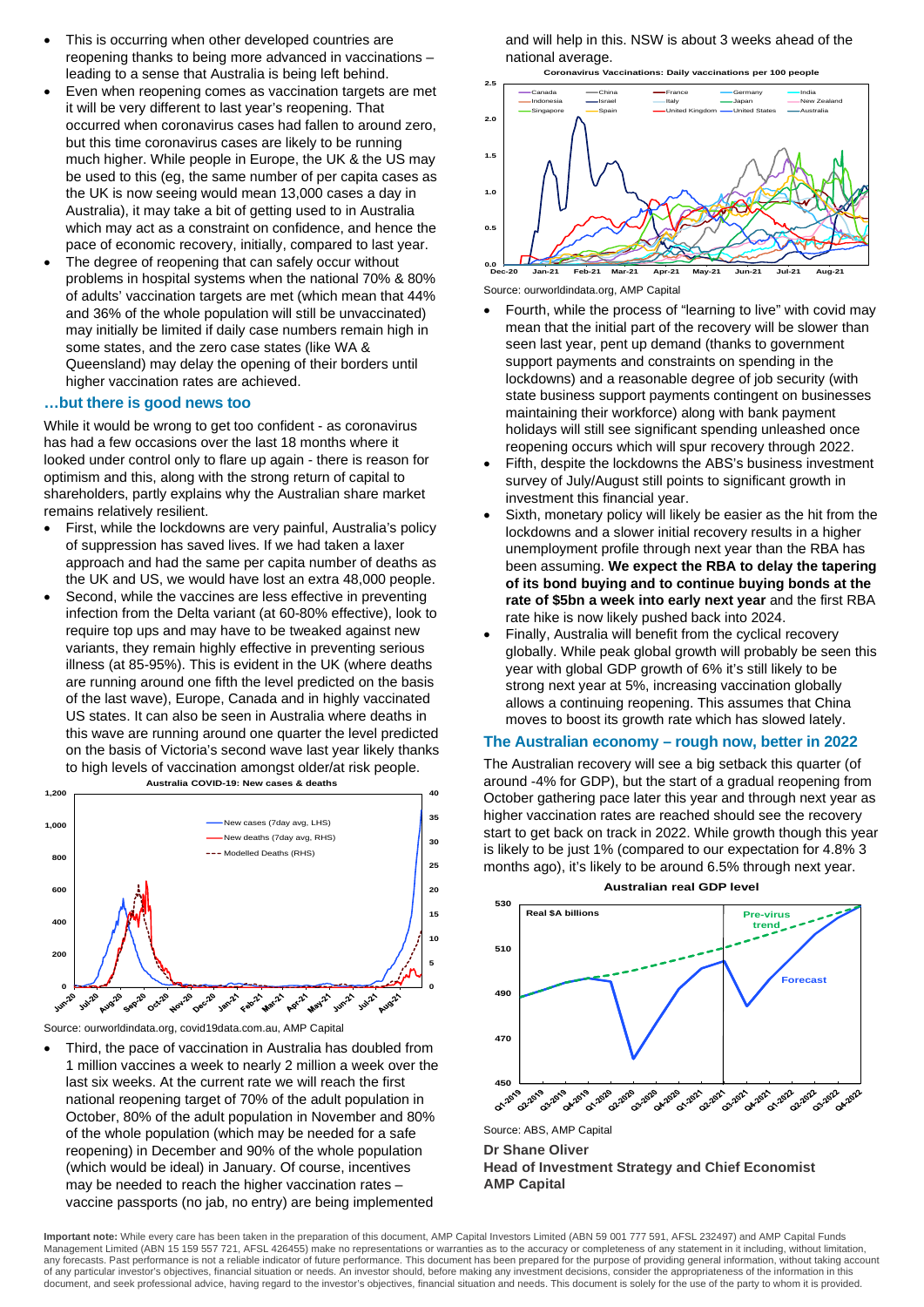- This is occurring when other developed countries are reopening thanks to being more advanced in vaccinations – leading to a sense that Australia is being left behind.
- Even when reopening comes as vaccination targets are met it will be very different to last year's reopening. That occurred when coronavirus cases had fallen to around zero, but this time coronavirus cases are likely to be running much higher. While people in Europe, the UK & the US may be used to this (eg, the same number of per capita cases as the UK is now seeing would mean 13,000 cases a day in Australia), it may take a bit of getting used to in Australia which may act as a constraint on confidence, and hence the pace of economic recovery, initially, compared to last year.
- The degree of reopening that can safely occur without problems in hospital systems when the national 70% & 80% of adults' vaccination targets are met (which mean that 44% and 36% of the whole population will still be unvaccinated) may initially be limited if daily case numbers remain high in some states, and the zero case states (like WA & Queensland) may delay the opening of their borders until higher vaccination rates are achieved.

## …but there is good news too

While it would be wrong to get too confident - as coronavirus has had a few occasions over the last 18 months where it looked under control only to flare up again - there is reason for optimism and this, along with the strong return of capital to shareholders, partly explains why the Australian share market remains relatively resilient.

- First, while the lockdowns are very painful, Australia's policy of suppression has saved lives. If we had taken a laxer approach and had the same per capita number of deaths as the UK and US, we would have lost an extra 48,000 people.
- Second, while the vaccines are less effective in preventing infection from the Delta variant (at 60-80% effective), look to require top ups and may have to be tweaked against new variants, they remain highly effective in preventing serious illness (at 85-95%). This is evident in the UK (where deaths are running around one fifth the level predicted on the basis of the last wave), Europe, Canada and in highly vaccinated US states. It can also be seen in Australia where deaths in this wave are running around one quarter the level predicted on the basis of Victoria's second wave last year likely thanks to high levels of vaccination amongst older/at risk people.

Australia COVID-19: New cases & deaths

New cases (7day avg, LHS)
New deaths (7day avg, RHS)
Modelled Deaths (RHS)

1,200
1,000
800
600
400
200
0

40
35
30
25
20
15
10
5
0

Jun-20 Jul-20 Aug-20 Sep-20 Oct-20 Nov-20 Dec-20 Jan-21 Feb-21 Mar-21 Apr-21 May-21 Jun-21 Jul-21 Aug-21

Source: ourworldindata.org, covid19data.com.au, AMP Capital

- Third, the pace of vaccination in Australia has doubled from 1 million vaccines a week to nearly 2 million a week over the last six weeks. At the current rate we will reach the first national reopening target of 70% of the adult population in October, 80% of the adult population in November and 80% of the whole population (which may be needed for a safe reopening) in December and 90% of the whole population (which would be ideal) in January. Of course, incentives may be needed to reach the higher vaccination rates – vaccine passports (no jab, no entry) are being implemented and will help in this. NSW is about 3 weeks ahead of the national average.

Coronavirus Vaccinations: Daily vaccinations per 100 people

Canada, China, France, Germany, India, Indonesia, Israel, Italy, Japan, New Zealand, Singapore, Spain, United Kingdom, United States, Australia

2.5
2.0
1.5
1.0
0.5
0.0

Dec-20 Jan-21 Feb-21 Mar-21 Apr-21 May-21 Jun-21 Jul-21 Aug-21

Source: ourworldindata.org, AMP Capital

- Fourth, while the process of "learning to live" with covid may mean that the initial part of the recovery will be slower than seen last year, pent up demand (thanks to government support payments and constraints on spending in the lockdowns) and a reasonable degree of job security (with state business support payments contingent on businesses maintaining their workforce) along with bank payment holidays will still see significant spending unleashed once reopening occurs which will spur recovery through 2022.
- Fifth, despite the lockdowns the ABS's business investment survey of July/August still points to significant growth in investment this financial year.
- Sixth, monetary policy will likely be easier as the hit from the lockdowns and a slower initial recovery results in a higher unemployment profile through next year than the RBA has been assuming. **We expect the RBA to delay the tapering of its bond buying and to continue buying bonds at the rate of $5bn a week into early next year** and the first RBA rate hike is now likely pushed back into 2024.
- Finally, Australia will benefit from the cyclical recovery globally. While peak global growth will probably be seen this year with global GDP growth of 6% it's still likely to be strong next year at 5%, increasing vaccination globally allows a continuing reopening. This assumes that China moves to boost its growth rate which has slowed lately.

## The Australian economy – rough now, better in 2022

The Australian recovery will see a big setback this quarter (of around -4% for GDP), but the start of a gradual reopening from October gathering pace later this year and through next year as higher vaccination rates are reached should see the recovery start to get back on track in 2022. While growth though this year is likely to be just 1% (compared to our expectation for 4.8% 3 months ago), it's likely to be around 6.5% through next year.

Australian real GDP level

Real $A billions
Pre-virus trend
Forecast

530
510
490
470
450

Q1-2019 Q2-2019 Q3-2019 Q4-2019 Q1-2020 Q2-2020 Q3-2020 Q4-2020 Q1-2021 Q2-2021 Q3-2021 Q4-2021 Q1-2022 Q2-2022 Q3-2022 Q4-2022

Source: ABS, AMP Capital

**Dr Shane Oliver**
**Head of Investment Strategy and Chief Economist**
**AMP Capital**

**Important note:** While every care has been taken in the preparation of this document, AMP Capital Investors Limited (ABN 59 001 777 591, AFSL 232497) and AMP Capital Funds Management Limited (ABN 15 159 557 721, AFSL 426455) make no representations or warranties as to the accuracy or completeness of any statement in it including, without limitation, any forecasts. Past performance is not a reliable indicator of future performance. This document has been prepared for the purpose of providing general information, without taking account of any particular investor's objectives, financial situation or needs. An investor should, before making any investment decisions, consider the appropriateness of the information in this document, and seek professional advice, having regard to the investor's objectives, financial situation and needs. This document is solely for the use of the party to whom it is provided.